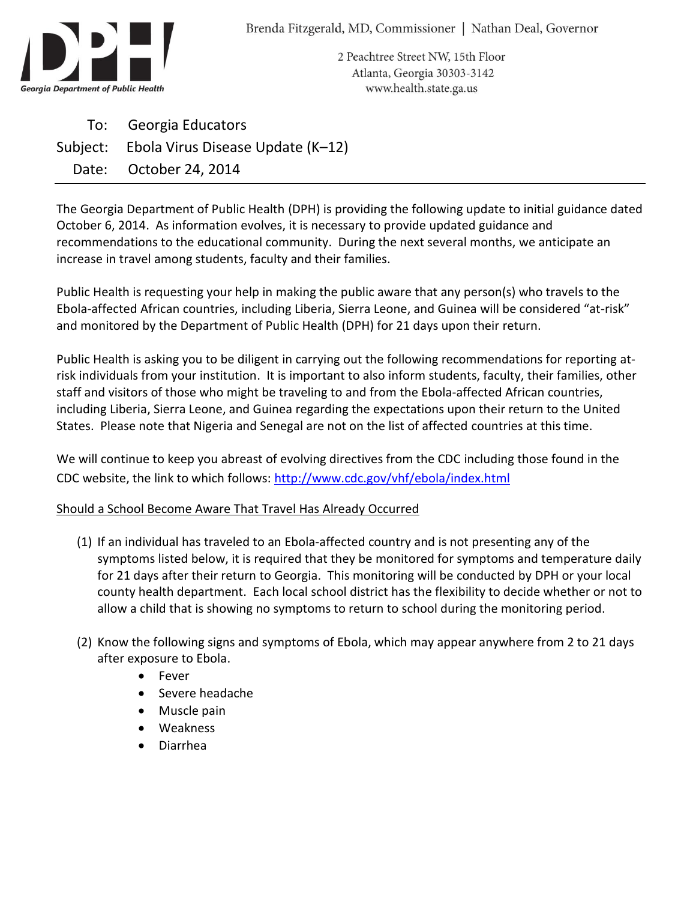Georgia Department of Public Health

Brenda Fitzgerald, MD, Commissioner | Nathan Deal, Governor

2 Peachtree Street NW, 15th Floor
Atlanta, Georgia 30303-3142
www.health.state.ga.us

To: Georgia Educators
Subject: Ebola Virus Disease Update (K–12)
Date: October 24, 2014

---

The Georgia Department of Public Health (DPH) is providing the following update to initial guidance dated October 6, 2014. As information evolves, it is necessary to provide updated guidance and recommendations to the educational community. During the next several months, we anticipate an increase in travel among students, faculty and their families.

Public Health is requesting your help in making the public aware that any person(s) who travels to the Ebola-affected African countries, including Liberia, Sierra Leone, and Guinea will be considered "at-risk" and monitored by the Department of Public Health (DPH) for 21 days upon their return.

Public Health is asking you to be diligent in carrying out the following recommendations for reporting at-risk individuals from your institution. It is important to also inform students, faculty, their families, other staff and visitors of those who might be traveling to and from the Ebola-affected African countries, including Liberia, Sierra Leone, and Guinea regarding the expectations upon their return to the United States. Please note that Nigeria and Senegal are not on the list of affected countries at this time.

We will continue to keep you abreast of evolving directives from the CDC including those found in the CDC website, the link to which follows: http://www.cdc.gov/vhf/ebola/index.html

Should a School Become Aware That Travel Has Already Occurred

(1) If an individual has traveled to an Ebola-affected country and is not presenting any of the symptoms listed below, it is required that they be monitored for symptoms and temperature daily for 21 days after their return to Georgia. This monitoring will be conducted by DPH or your local county health department. Each local school district has the flexibility to decide whether or not to allow a child that is showing no symptoms to return to school during the monitoring period.

(2) Know the following signs and symptoms of Ebola, which may appear anywhere from 2 to 21 days after exposure to Ebola.
   - Fever
   - Severe headache
   - Muscle pain
   - Weakness
   - Diarrhea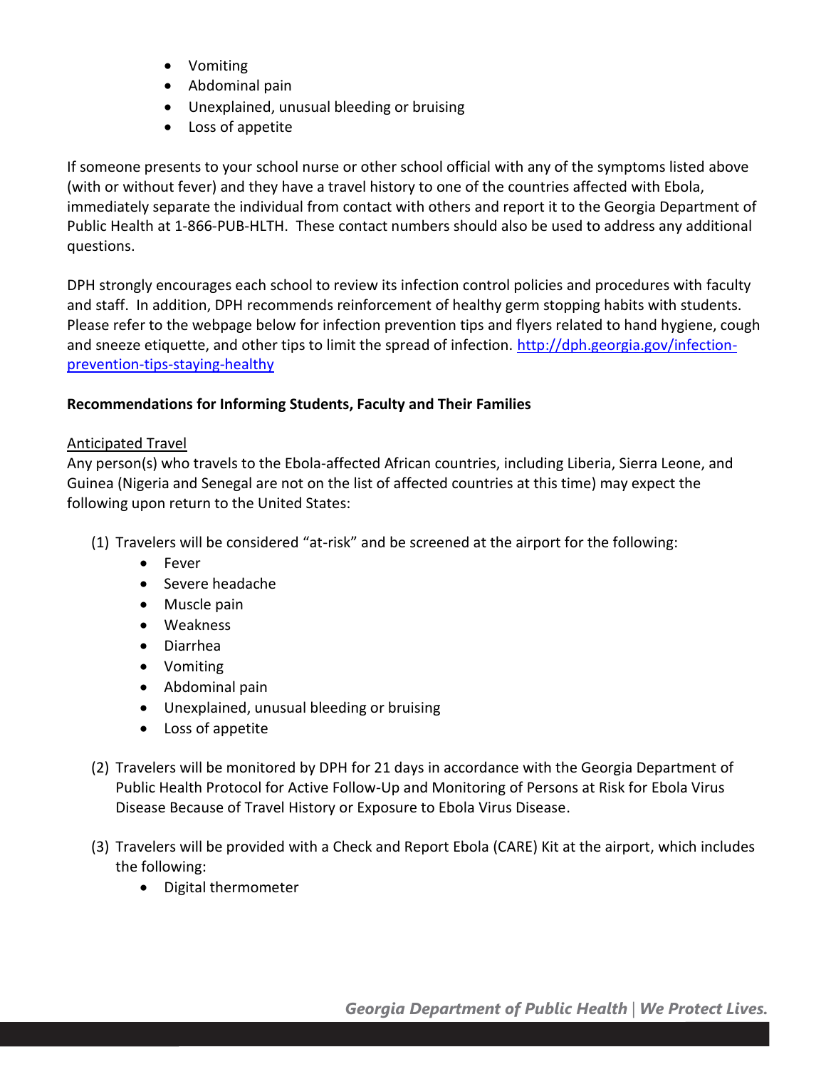- Vomiting
- Abdominal pain
- Unexplained, unusual bleeding or bruising
- Loss of appetite

If someone presents to your school nurse or other school official with any of the symptoms listed above (with or without fever) and they have a travel history to one of the countries affected with Ebola, immediately separate the individual from contact with others and report it to the Georgia Department of Public Health at 1-866-PUB-HLTH. These contact numbers should also be used to address any additional questions.

DPH strongly encourages each school to review its infection control policies and procedures with faculty and staff. In addition, DPH recommends reinforcement of healthy germ stopping habits with students. Please refer to the webpage below for infection prevention tips and flyers related to hand hygiene, cough and sneeze etiquette, and other tips to limit the spread of infection. [http://dph.georgia.gov/infection-prevention-tips-staying-healthy](http://dph.georgia.gov/infection-prevention-tips-staying-healthy)

**Recommendations for Informing Students, Faculty and Their Families**

<u>Anticipated Travel</u>

Any person(s) who travels to the Ebola-affected African countries, including Liberia, Sierra Leone, and Guinea (Nigeria and Senegal are not on the list of affected countries at this time) may expect the following upon return to the United States:

(1) Travelers will be considered "at-risk" and be screened at the airport for the following:
   - Fever
   - Severe headache
   - Muscle pain
   - Weakness
   - Diarrhea
   - Vomiting
   - Abdominal pain
   - Unexplained, unusual bleeding or bruising
   - Loss of appetite

(2) Travelers will be monitored by DPH for 21 days in accordance with the Georgia Department of Public Health Protocol for Active Follow-Up and Monitoring of Persons at Risk for Ebola Virus Disease Because of Travel History or Exposure to Ebola Virus Disease.

(3) Travelers will be provided with a Check and Report Ebola (CARE) Kit at the airport, which includes the following:
   - Digital thermometer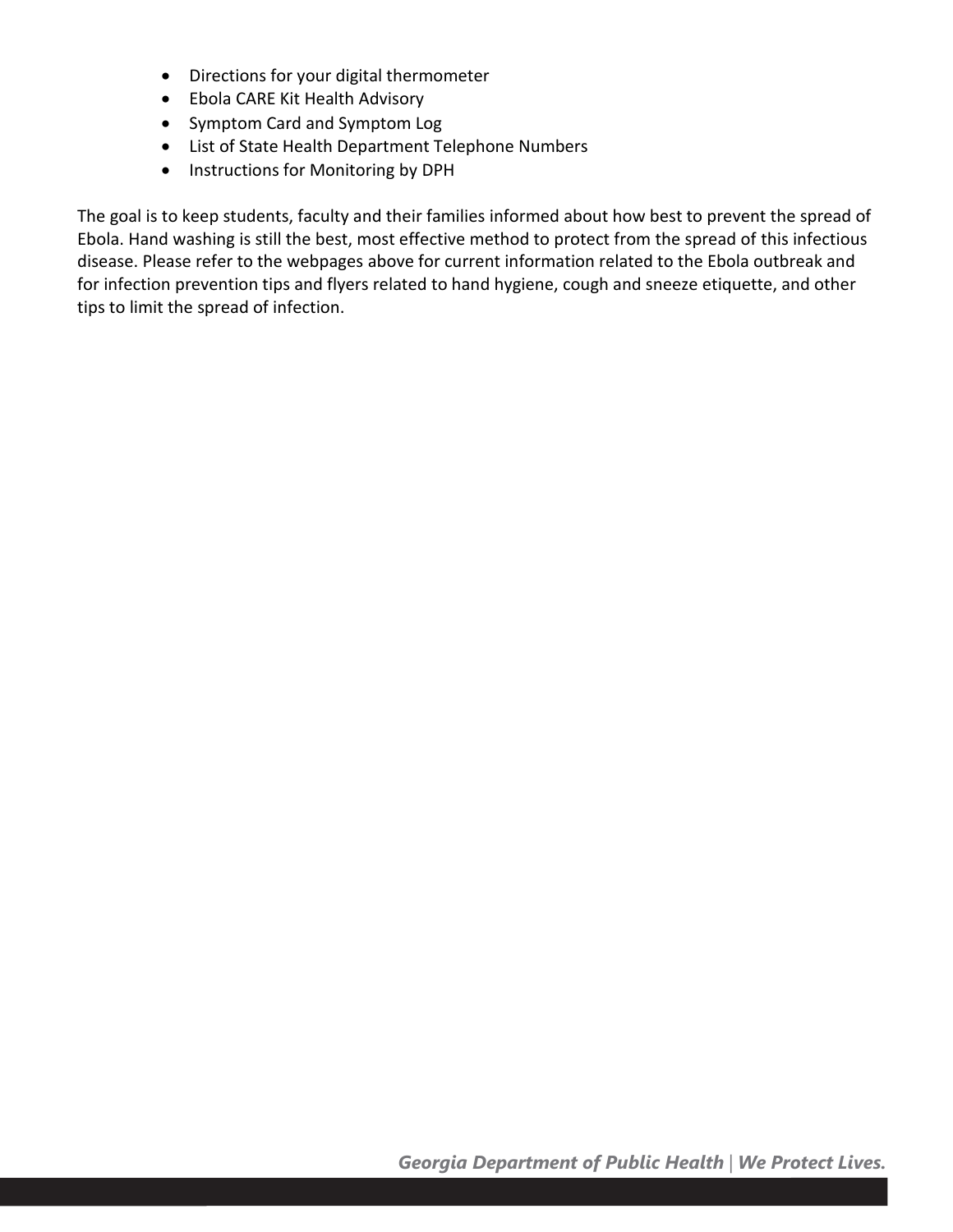- Directions for your digital thermometer
- Ebola CARE Kit Health Advisory
- Symptom Card and Symptom Log
- List of State Health Department Telephone Numbers
- Instructions for Monitoring by DPH

The goal is to keep students, faculty and their families informed about how best to prevent the spread of Ebola. Hand washing is still the best, most effective method to protect from the spread of this infectious disease. Please refer to the webpages above for current information related to the Ebola outbreak and for infection prevention tips and flyers related to hand hygiene, cough and sneeze etiquette, and other tips to limit the spread of infection.